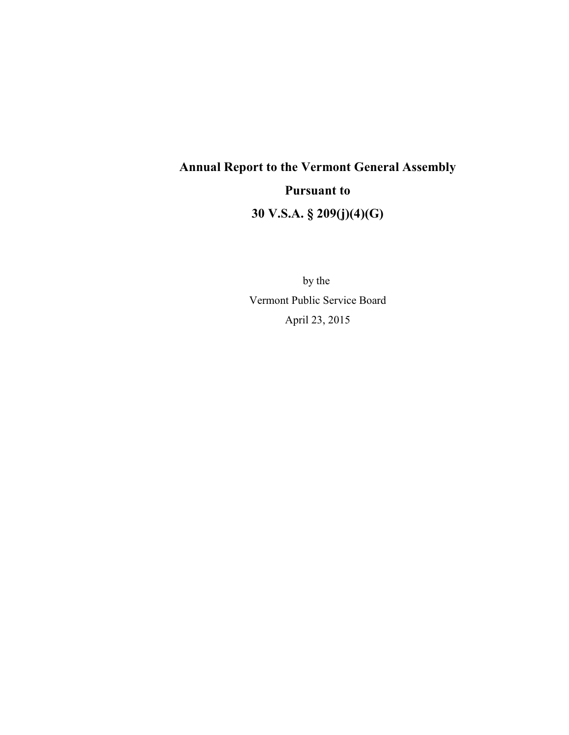# Annual Report to the Vermont General Assembly

# Pursuant to

# 30 V.S.A. § 209(j)(4)(G)

by the

Vermont Public Service Board

April 23, 2015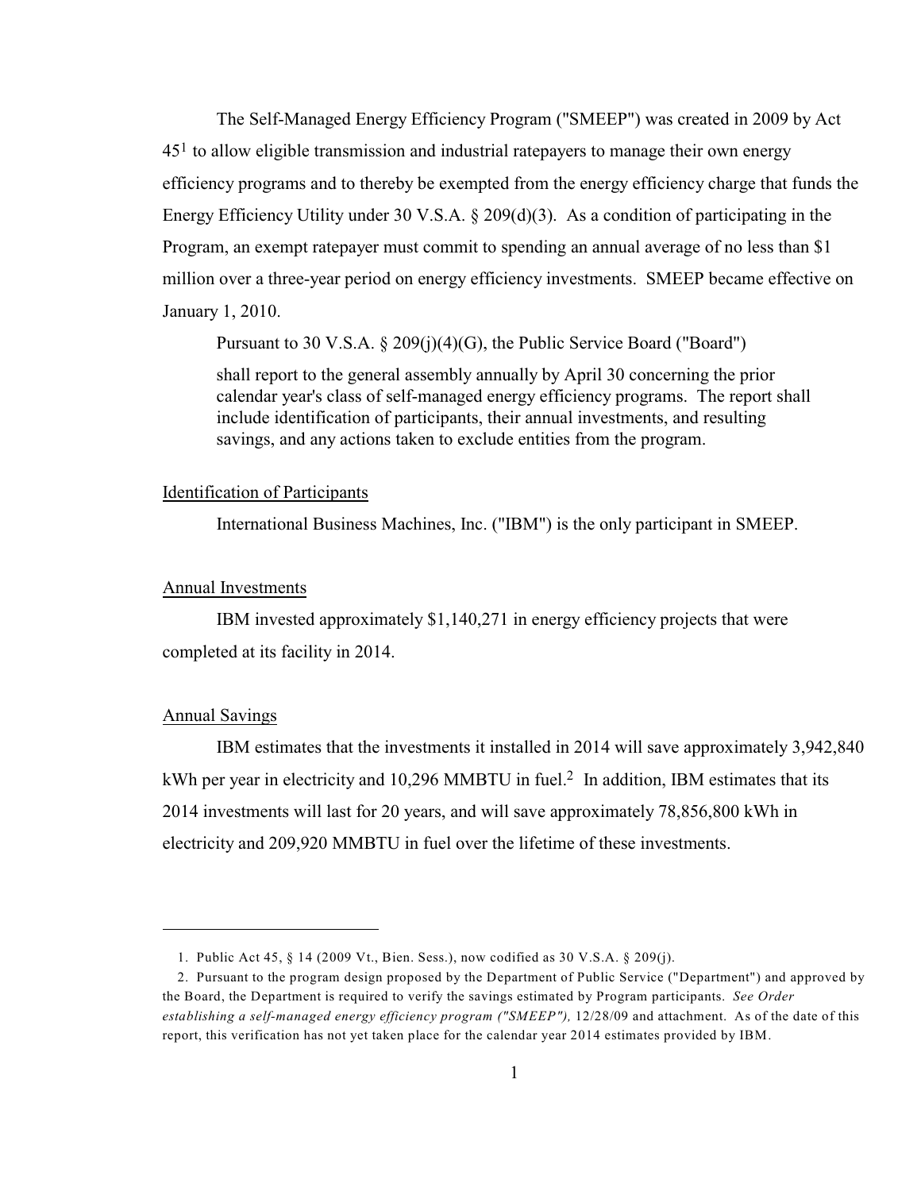The Self-Managed Energy Efficiency Program ("SMEEP") was created in 2009 by Act 45[1] to allow eligible transmission and industrial ratepayers to manage their own energy efficiency programs and to thereby be exempted from the energy efficiency charge that funds the Energy Efficiency Utility under 30 V.S.A. § 209(d)(3). As a condition of participating in the Program, an exempt ratepayer must commit to spending an annual average of no less than $1 million over a three-year period on energy efficiency investments. SMEEP became effective on January 1, 2010.

Pursuant to 30 V.S.A. § 209(j)(4)(G), the Public Service Board ("Board")

> shall report to the general assembly annually by April 30 concerning the prior calendar year's class of self-managed energy efficiency programs. The report shall include identification of participants, their annual investments, and resulting savings, and any actions taken to exclude entities from the program.

Identification of Participants

International Business Machines, Inc. ("IBM") is the only participant in SMEEP.

Annual Investments

IBM invested approximately $1,140,271 in energy efficiency projects that were completed at its facility in 2014.

Annual Savings

IBM estimates that the investments it installed in 2014 will save approximately 3,942,840 kWh per year in electricity and 10,296 MMBTU in fuel.[2] In addition, IBM estimates that its 2014 investments will last for 20 years, and will save approximately 78,856,800 kWh in electricity and 209,920 MMBTU in fuel over the lifetime of these investments.

---

1. Public Act 45, § 14 (2009 Vt., Bien. Sess.), now codified as 30 V.S.A. § 209(j).

2. Pursuant to the program design proposed by the Department of Public Service ("Department") and approved by the Board, the Department is required to verify the savings estimated by Program participants. *See Order establishing a self-managed energy efficiency program ("SMEEP"),* 12/28/09 and attachment. As of the date of this report, this verification has not yet taken place for the calendar year 2014 estimates provided by IBM.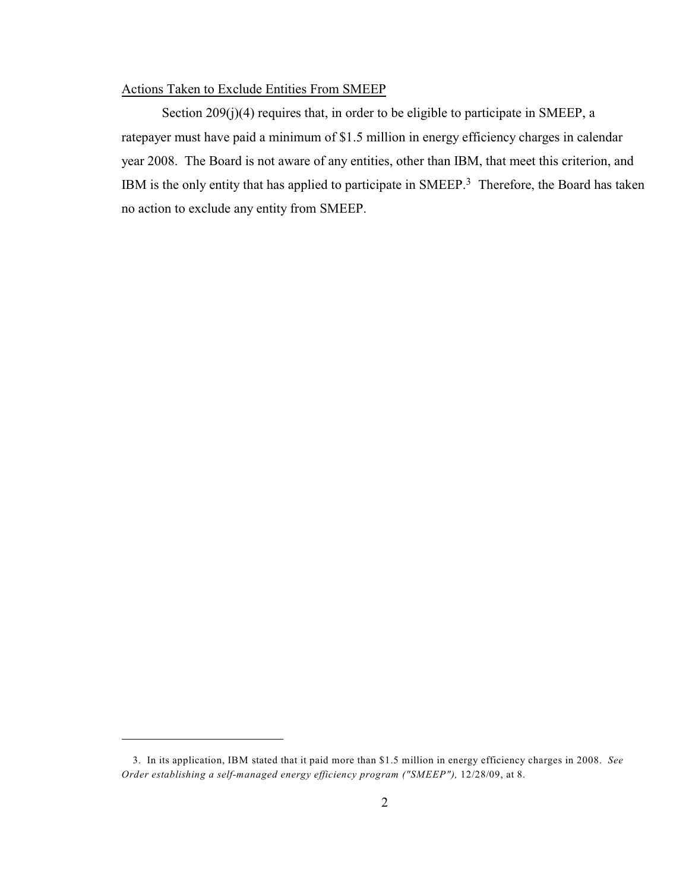<u>Actions Taken to Exclude Entities From SMEEP</u>

Section 209(j)(4) requires that, in order to be eligible to participate in SMEEP, a ratepayer must have paid a minimum of $1.5 million in energy efficiency charges in calendar year 2008. The Board is not aware of any entities, other than IBM, that meet this criterion, and IBM is the only entity that has applied to participate in SMEEP.[3] Therefore, the Board has taken no action to exclude any entity from SMEEP.

---

3. In its application, IBM stated that it paid more than $1.5 million in energy efficiency charges in 2008. *See Order establishing a self-managed energy efficiency program ("SMEEP"),* 12/28/09, at 8.